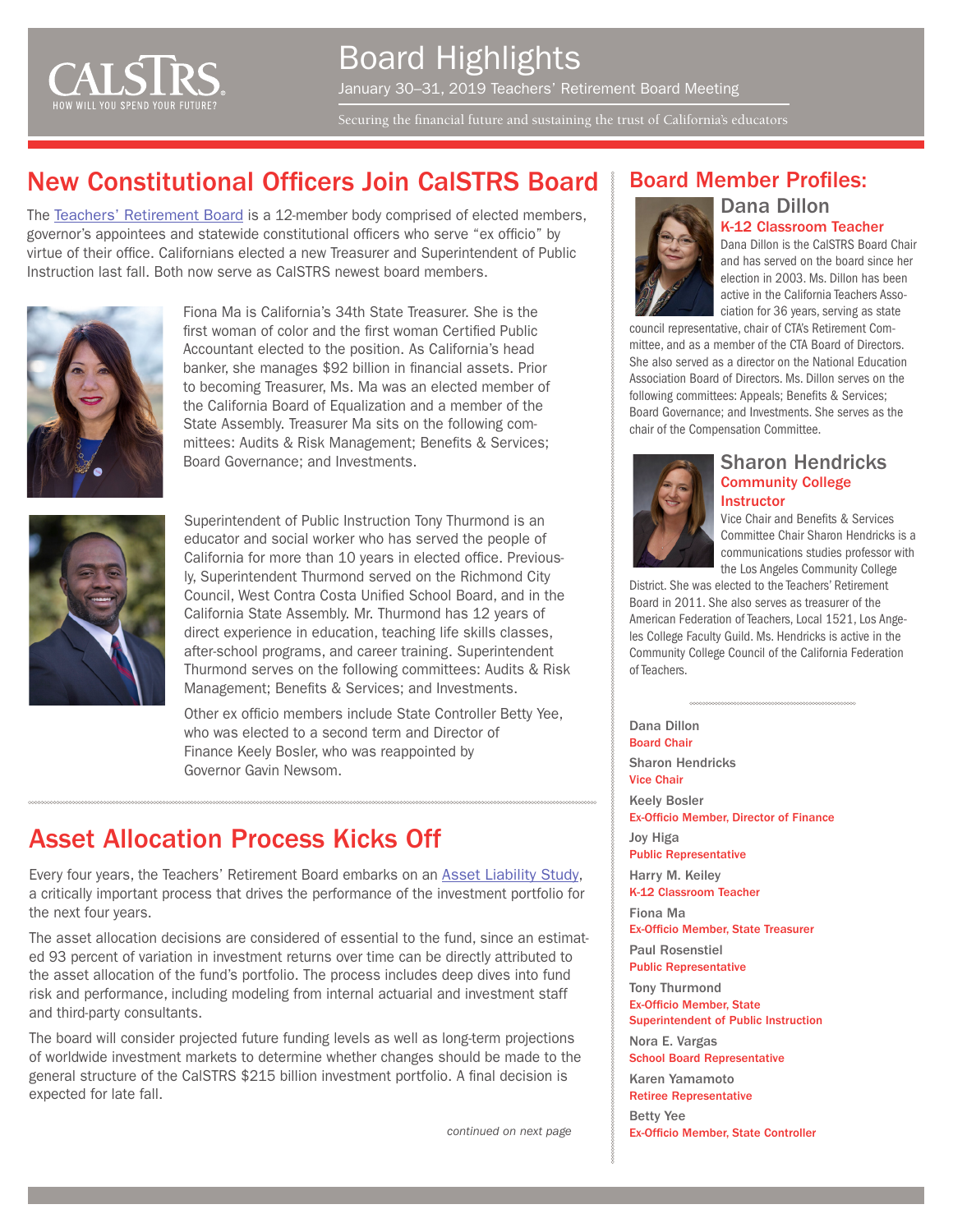# Board Highlights

January 30–31, 2019 Teachers' Retirement Board Meeting

Securing the financial future and sustaining the trust of California's educators

## New Constitutional Officers Join CalSTRS Board

The Teachers' Retirement Board is a 12-member body comprised of elected members, governor's appointees and statewide constitutional officers who serve "ex officio" by virtue of their office. Californians elected a new Treasurer and Superintendent of Public Instruction last fall. Both now serve as CalSTRS newest board members.

Fiona Ma is California's 34th State Treasurer. She is the first woman of color and the first woman Certified Public Accountant elected to the position. As California's head banker, she manages $92 billion in financial assets. Prior to becoming Treasurer, Ms. Ma was an elected member of the California Board of Equalization and a member of the State Assembly. Treasurer Ma sits on the following committees: Audits & Risk Management; Benefits & Services; Board Governance; and Investments.

Superintendent of Public Instruction Tony Thurmond is an educator and social worker who has served the people of California for more than 10 years in elected office. Previously, Superintendent Thurmond served on the Richmond City Council, West Contra Costa Unified School Board, and in the California State Assembly. Mr. Thurmond has 12 years of direct experience in education, teaching life skills classes, after-school programs, and career training. Superintendent Thurmond serves on the following committees: Audits & Risk Management; Benefits & Services; and Investments.

Other ex officio members include State Controller Betty Yee, who was elected to a second term and Director of Finance Keely Bosler, who was reappointed by Governor Gavin Newsom.

## Asset Allocation Process Kicks Off

Every four years, the Teachers' Retirement Board embarks on an Asset Liability Study, a critically important process that drives the performance of the investment portfolio for the next four years.

The asset allocation decisions are considered of essential to the fund, since an estimated 93 percent of variation in investment returns over time can be directly attributed to the asset allocation of the fund's portfolio. The process includes deep dives into fund risk and performance, including modeling from internal actuarial and investment staff and third-party consultants.

The board will consider projected future funding levels as well as long-term projections of worldwide investment markets to determine whether changes should be made to the general structure of the CalSTRS $215 billion investment portfolio. A final decision is expected for late fall.

*continued on next page*

## Board Member Profiles:

### Dana Dillon
**K-12 Classroom Teacher**

Dana Dillon is the CalSTRS Board Chair and has served on the board since her election in 2003. Ms. Dillon has been active in the California Teachers Association for 36 years, serving as state council representative, chair of CTA's Retirement Committee, and as a member of the CTA Board of Directors. She also served as a director on the National Education Association Board of Directors. Ms. Dillon serves on the following committees: Appeals; Benefits & Services; Board Governance; and Investments. She serves as the chair of the Compensation Committee.

### Sharon Hendricks
**Community College Instructor**

Vice Chair and Benefits & Services Committee Chair Sharon Hendricks is a communications studies professor with the Los Angeles Community College District. She was elected to the Teachers' Retirement Board in 2011. She also serves as treasurer of the American Federation of Teachers, Local 1521, Los Angeles College Faculty Guild. Ms. Hendricks is active in the Community College Council of the California Federation of Teachers.

Dana Dillon
**Board Chair**

Sharon Hendricks
**Vice Chair**

Keely Bosler
**Ex-Officio Member, Director of Finance**

Joy Higa
**Public Representative**

Harry M. Keiley
**K-12 Classroom Teacher**

Fiona Ma
**Ex-Officio Member, State Treasurer**

Paul Rosenstiel
**Public Representative**

Tony Thurmond
**Ex-Officio Member, State Superintendent of Public Instruction**

Nora E. Vargas
**School Board Representative**

Karen Yamamoto
**Retiree Representative**

Betty Yee
**Ex-Officio Member, State Controller**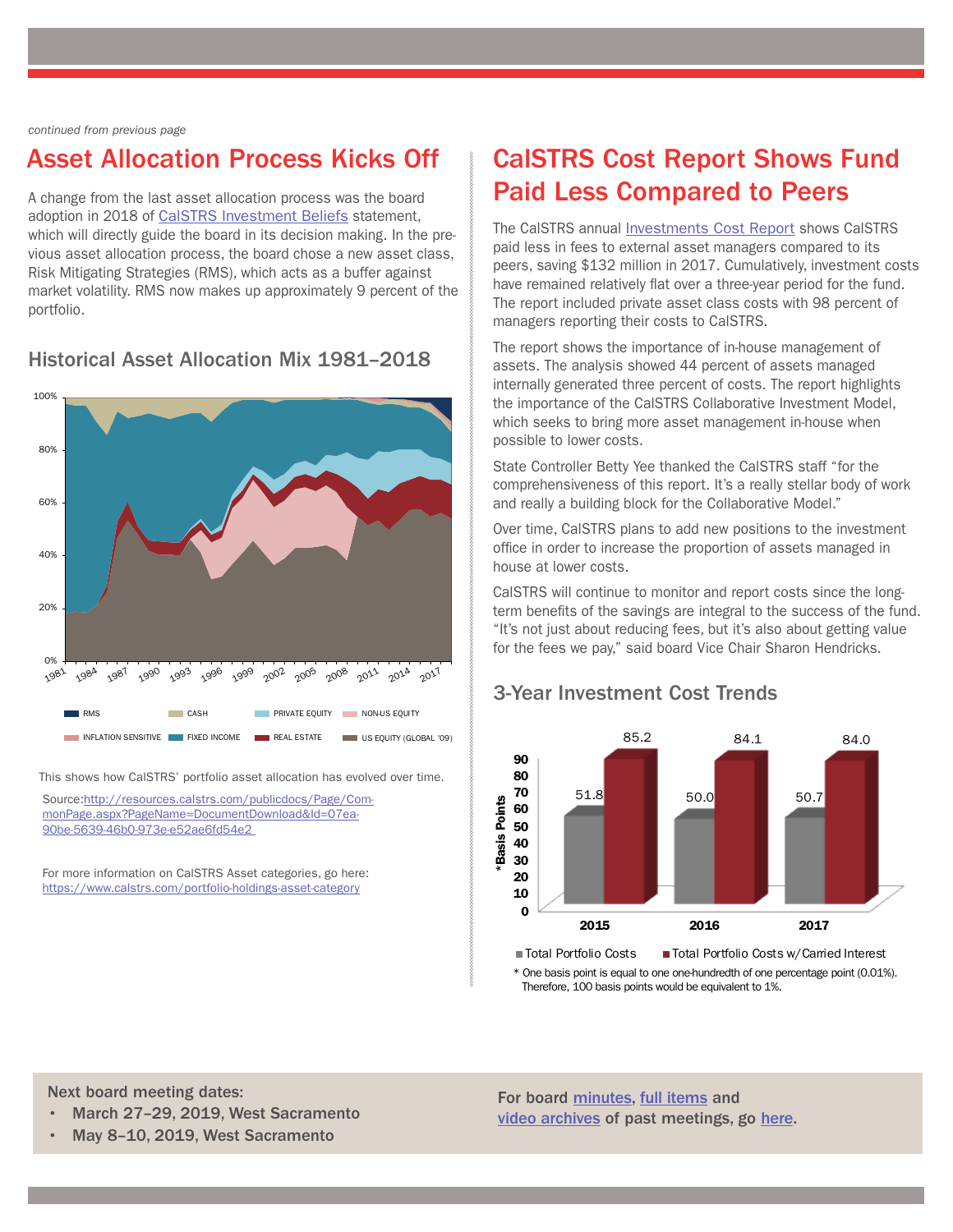*continued from previous page*

## Asset Allocation Process Kicks Off

A change from the last asset allocation process was the board adoption in 2018 of CalSTRS Investment Beliefs statement, which will directly guide the board in its decision making. In the previous asset allocation process, the board chose a new asset class, Risk Mitigating Strategies (RMS), which acts as a buffer against market volatility. RMS now makes up approximately 9 percent of the portfolio.

### Historical Asset Allocation Mix 1981–2018

RMS | CASH | PRIVATE EQUITY | NON-US EQUITY | INFLATION SENSITIVE | FIXED INCOME | REAL ESTATE | US EQUITY (GLOBAL '09)

This shows how CalSTRS' portfolio asset allocation has evolved over time.

Source:http://resources.calstrs.com/publicdocs/Page/CommonPage.aspx?PageName=DocumentDownload&Id=07ea-90be-5639-46b0-973e-e52ae6fd54e2

For more information on CalSTRS Asset categories, go here: https://www.calstrs.com/portfolio-holdings-asset-category

## CalSTRS Cost Report Shows Fund Paid Less Compared to Peers

The CalSTRS annual Investments Cost Report shows CalSTRS paid less in fees to external asset managers compared to its peers, saving $132 million in 2017. Cumulatively, investment costs have remained relatively flat over a three-year period for the fund. The report included private asset class costs with 98 percent of managers reporting their costs to CalSTRS.

The report shows the importance of in-house management of assets. The analysis showed 44 percent of assets managed internally generated three percent of costs. The report highlights the importance of the CalSTRS Collaborative Investment Model, which seeks to bring more asset management in-house when possible to lower costs.

State Controller Betty Yee thanked the CalSTRS staff "for the comprehensiveness of this report. It's a really stellar body of work and really a building block for the Collaborative Model."

Over time, CalSTRS plans to add new positions to the investment office in order to increase the proportion of assets managed in house at lower costs.

CalSTRS will continue to monitor and report costs since the long-term benefits of the savings are integral to the success of the fund. "It's not just about reducing fees, but it's also about getting value for the fees we pay," said board Vice Chair Sharon Hendricks.

### 3-Year Investment Cost Trends

| *Basis Points | 2015 | 2016 | 2017 |
|---|---|---|---|
| Total Portfolio Costs | 51.8 | 50.0 | 50.7 |
| Total Portfolio Costs w/Carried Interest | 85.2 | 84.1 | 84.0 |

\* One basis point is equal to one one-hundredth of one percentage point (0.01%). Therefore, 100 basis points would be equivalent to 1%.

**Next board meeting dates:**

- **March 27–29, 2019, West Sacramento**
- **May 8–10, 2019, West Sacramento**

**For board minutes, full items and video archives of past meetings, go here.**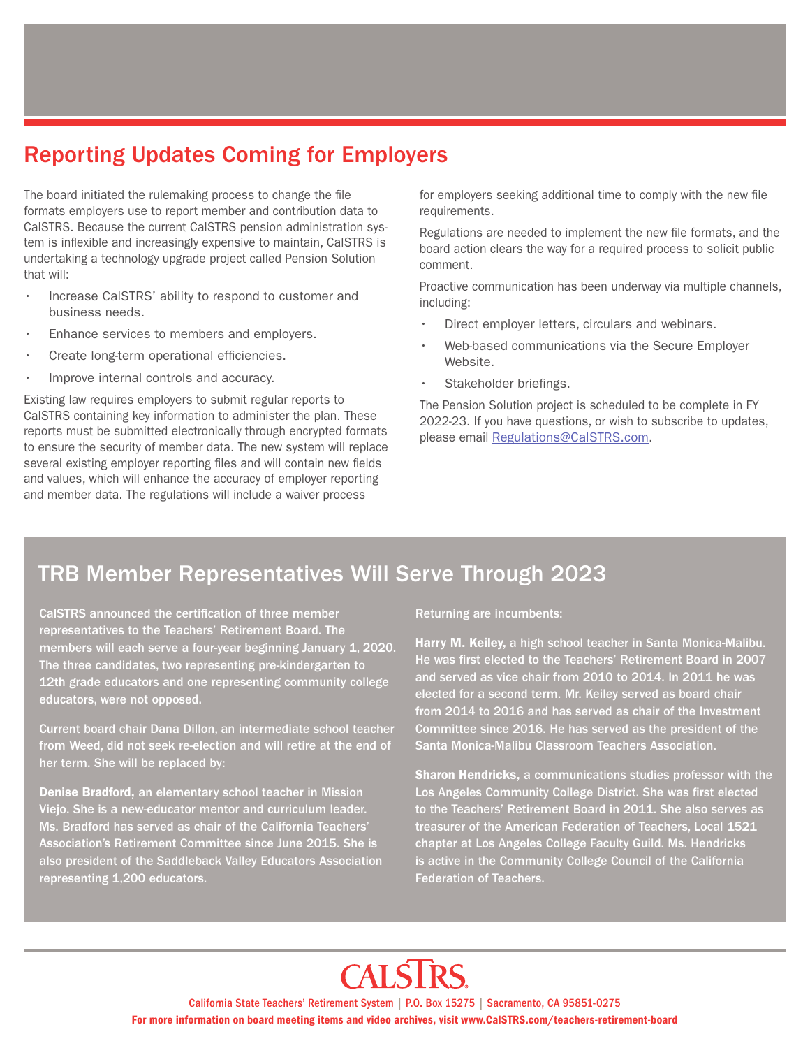## Reporting Updates Coming for Employers

The board initiated the rulemaking process to change the file formats employers use to report member and contribution data to CalSTRS. Because the current CalSTRS pension administration system is inflexible and increasingly expensive to maintain, CalSTRS is undertaking a technology upgrade project called Pension Solution that will:

- Increase CalSTRS' ability to respond to customer and business needs.
- Enhance services to members and employers.
- Create long-term operational efficiencies.
- Improve internal controls and accuracy.

Existing law requires employers to submit regular reports to CalSTRS containing key information to administer the plan. These reports must be submitted electronically through encrypted formats to ensure the security of member data. The new system will replace several existing employer reporting files and will contain new fields and values, which will enhance the accuracy of employer reporting and member data. The regulations will include a waiver process for employers seeking additional time to comply with the new file requirements.

Regulations are needed to implement the new file formats, and the board action clears the way for a required process to solicit public comment.

Proactive communication has been underway via multiple channels, including:

- Direct employer letters, circulars and webinars.
- Web-based communications via the Secure Employer Website.
- Stakeholder briefings.

The Pension Solution project is scheduled to be complete in FY 2022-23. If you have questions, or wish to subscribe to updates, please email Regulations@CalSTRS.com.

## TRB Member Representatives Will Serve Through 2023

CalSTRS announced the certification of three member representatives to the Teachers' Retirement Board. The members will each serve a four-year beginning January 1, 2020. The three candidates, two representing pre-kindergarten to 12th grade educators and one representing community college educators, were not opposed.

Current board chair Dana Dillon, an intermediate school teacher from Weed, did not seek re-election and will retire at the end of her term. She will be replaced by:

**Denise Bradford,** an elementary school teacher in Mission Viejo. She is a new-educator mentor and curriculum leader. Ms. Bradford has served as chair of the California Teachers' Association's Retirement Committee since June 2015. She is also president of the Saddleback Valley Educators Association representing 1,200 educators.

Returning are incumbents:

**Harry M. Keiley,** a high school teacher in Santa Monica-Malibu. He was first elected to the Teachers' Retirement Board in 2007 and served as vice chair from 2010 to 2014. In 2011 he was elected for a second term. Mr. Keiley served as board chair from 2014 to 2016 and has served as chair of the Investment Committee since 2016. He has served as the president of the Santa Monica-Malibu Classroom Teachers Association.

**Sharon Hendricks,** a communications studies professor with the Los Angeles Community College District. She was first elected to the Teachers' Retirement Board in 2011. She also serves as treasurer of the American Federation of Teachers, Local 1521 chapter at Los Angeles College Faculty Guild. Ms. Hendricks is active in the Community College Council of the California Federation of Teachers.

CALSTRS

California State Teachers' Retirement System | P.O. Box 15275 | Sacramento, CA 95851-0275

**For more information on board meeting items and video archives, visit www.CalSTRS.com/teachers-retirement-board**